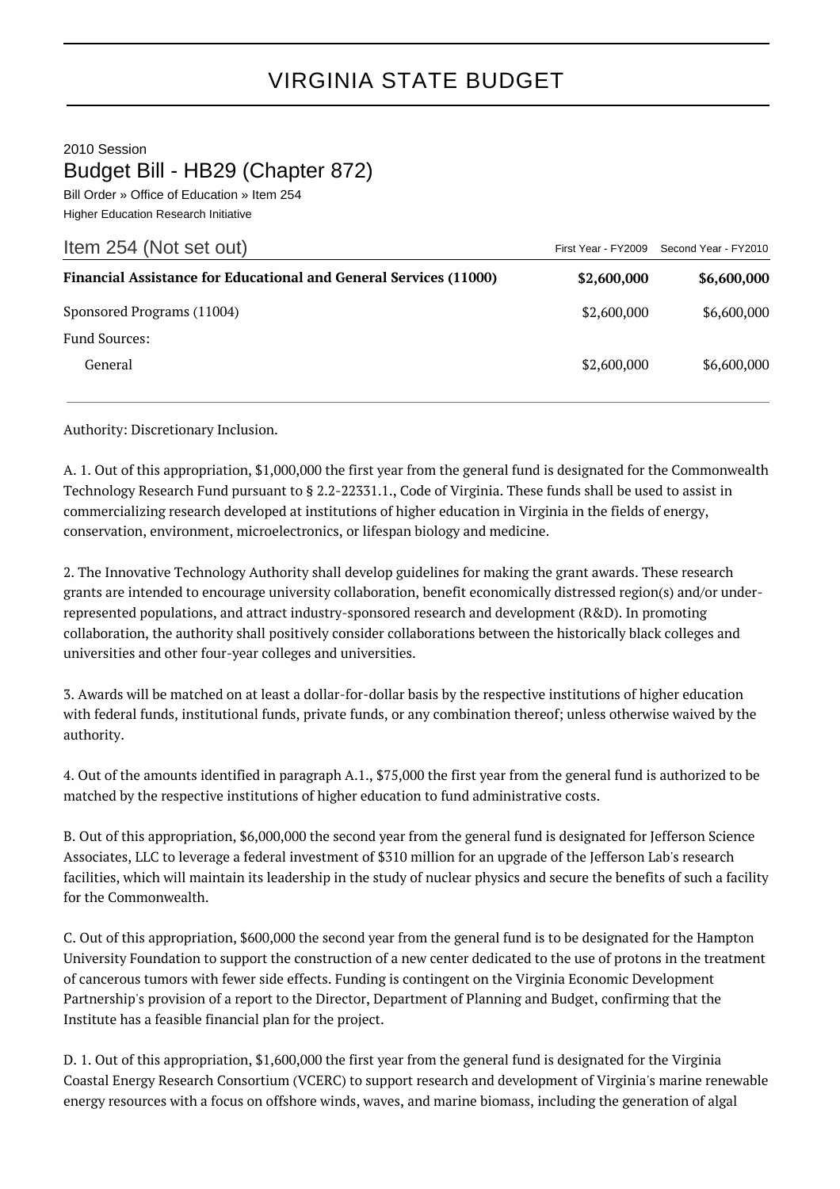# VIRGINIA STATE BUDGET

2010 Session

## Budget Bill - HB29 (Chapter 872)

Bill Order » Office of Education » Item 254

Higher Education Research Initiative

| Item 254 (Not set out) | First Year - FY2009 | Second Year - FY2010 |
|---|---|---|
| **Financial Assistance for Educational and General Services (11000)** | **$2,600,000** | **$6,600,000** |
| Sponsored Programs (11004) | $2,600,000 | $6,600,000 |
| Fund Sources: | | |
| General | $2,600,000 | $6,600,000 |

Authority: Discretionary Inclusion.

A. 1. Out of this appropriation, $1,000,000 the first year from the general fund is designated for the Commonwealth Technology Research Fund pursuant to § 2.2-22331.1., Code of Virginia. These funds shall be used to assist in commercializing research developed at institutions of higher education in Virginia in the fields of energy, conservation, environment, microelectronics, or lifespan biology and medicine.

2. The Innovative Technology Authority shall develop guidelines for making the grant awards. These research grants are intended to encourage university collaboration, benefit economically distressed region(s) and/or under-represented populations, and attract industry-sponsored research and development (R&D). In promoting collaboration, the authority shall positively consider collaborations between the historically black colleges and universities and other four-year colleges and universities.

3. Awards will be matched on at least a dollar-for-dollar basis by the respective institutions of higher education with federal funds, institutional funds, private funds, or any combination thereof; unless otherwise waived by the authority.

4. Out of the amounts identified in paragraph A.1., $75,000 the first year from the general fund is authorized to be matched by the respective institutions of higher education to fund administrative costs.

B. Out of this appropriation, $6,000,000 the second year from the general fund is designated for Jefferson Science Associates, LLC to leverage a federal investment of $310 million for an upgrade of the Jefferson Lab's research facilities, which will maintain its leadership in the study of nuclear physics and secure the benefits of such a facility for the Commonwealth.

C. Out of this appropriation, $600,000 the second year from the general fund is to be designated for the Hampton University Foundation to support the construction of a new center dedicated to the use of protons in the treatment of cancerous tumors with fewer side effects. Funding is contingent on the Virginia Economic Development Partnership's provision of a report to the Director, Department of Planning and Budget, confirming that the Institute has a feasible financial plan for the project.

D. 1. Out of this appropriation, $1,600,000 the first year from the general fund is designated for the Virginia Coastal Energy Research Consortium (VCERC) to support research and development of Virginia's marine renewable energy resources with a focus on offshore winds, waves, and marine biomass, including the generation of algal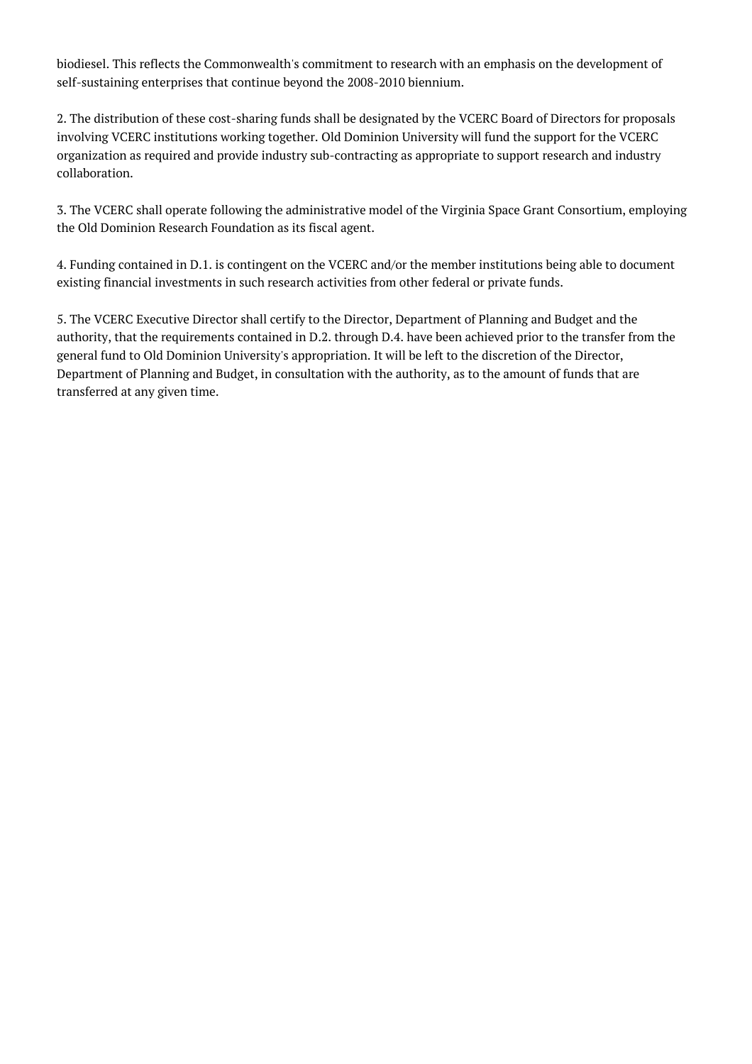biodiesel. This reflects the Commonwealth's commitment to research with an emphasis on the development of self-sustaining enterprises that continue beyond the 2008-2010 biennium.

2. The distribution of these cost-sharing funds shall be designated by the VCERC Board of Directors for proposals involving VCERC institutions working together. Old Dominion University will fund the support for the VCERC organization as required and provide industry sub-contracting as appropriate to support research and industry collaboration.

3. The VCERC shall operate following the administrative model of the Virginia Space Grant Consortium, employing the Old Dominion Research Foundation as its fiscal agent.

4. Funding contained in D.1. is contingent on the VCERC and/or the member institutions being able to document existing financial investments in such research activities from other federal or private funds.

5. The VCERC Executive Director shall certify to the Director, Department of Planning and Budget and the authority, that the requirements contained in D.2. through D.4. have been achieved prior to the transfer from the general fund to Old Dominion University's appropriation. It will be left to the discretion of the Director, Department of Planning and Budget, in consultation with the authority, as to the amount of funds that are transferred at any given time.